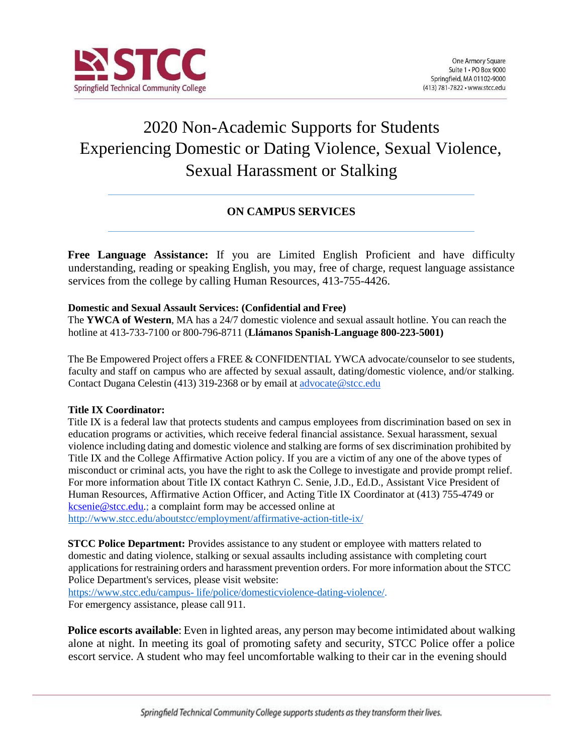# 2020 Non-Academic Supports for Students Experiencing Domestic or Dating Violence, Sexual Violence, Sexual Harassment or Stalking

## ON CAMPUS SERVICES

**Free Language Assistance:** If you are Limited English Proficient and have difficulty understanding, reading or speaking English, you may, free of charge, request language assistance services from the college by calling Human Resources, 413-755-4426.

**Domestic and Sexual Assault Services: (Confidential and Free)**
The **YWCA of Western**, MA has a 24/7 domestic violence and sexual assault hotline. You can reach the hotline at 413-733-7100 or 800-796-8711 (**Llámanos Spanish-Language 800-223-5001)**

The Be Empowered Project offers a FREE & CONFIDENTIAL YWCA advocate/counselor to see students, faculty and staff on campus who are affected by sexual assault, dating/domestic violence, and/or stalking. Contact Dugana Celestin (413) 319-2368 or by email at advocate@stcc.edu

**Title IX Coordinator:**
Title IX is a federal law that protects students and campus employees from discrimination based on sex in education programs or activities, which receive federal financial assistance. Sexual harassment, sexual violence including dating and domestic violence and stalking are forms of sex discrimination prohibited by Title IX and the College Affirmative Action policy. If you are a victim of any one of the above types of misconduct or criminal acts, you have the right to ask the College to investigate and provide prompt relief. For more information about Title IX contact Kathryn C. Senie, J.D., Ed.D., Assistant Vice President of Human Resources, Affirmative Action Officer, and Acting Title IX Coordinator at (413) 755-4749 or kcsenie@stcc.edu.; a complaint form may be accessed online at http://www.stcc.edu/aboutstcc/employment/affirmative-action-title-ix/

**STCC Police Department:** Provides assistance to any student or employee with matters related to domestic and dating violence, stalking or sexual assaults including assistance with completing court applications for restraining orders and harassment prevention orders. For more information about the STCC Police Department's services, please visit website:
https://www.stcc.edu/campus- life/police/domesticviolence-dating-violence/.
For emergency assistance, please call 911.

**Police escorts available**: Even in lighted areas, any person may become intimidated about walking alone at night. In meeting its goal of promoting safety and security, STCC Police offer a police escort service. A student who may feel uncomfortable walking to their car in the evening should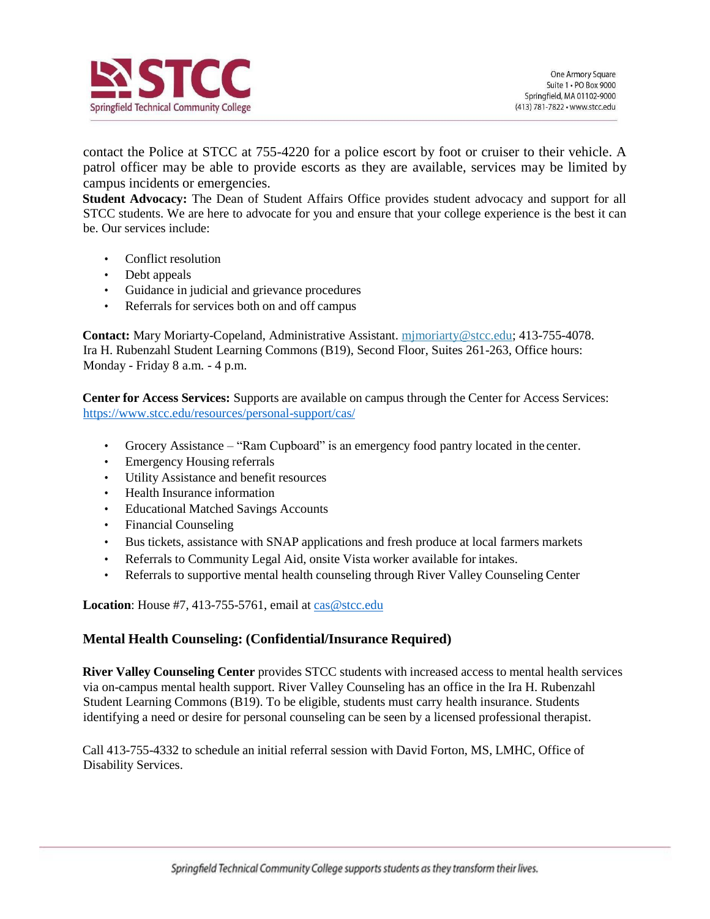contact the Police at STCC at 755-4220 for a police escort by foot or cruiser to their vehicle. A patrol officer may be able to provide escorts as they are available, services may be limited by campus incidents or emergencies.

**Student Advocacy:** The Dean of Student Affairs Office provides student advocacy and support for all STCC students. We are here to advocate for you and ensure that your college experience is the best it can be. Our services include:

- Conflict resolution
- Debt appeals
- Guidance in judicial and grievance procedures
- Referrals for services both on and off campus

**Contact:** Mary Moriarty-Copeland, Administrative Assistant. mjmoriarty@stcc.edu; 413-755-4078. Ira H. Rubenzahl Student Learning Commons (B19), Second Floor, Suites 261-263, Office hours: Monday - Friday 8 a.m. - 4 p.m.

**Center for Access Services:** Supports are available on campus through the Center for Access Services: https://www.stcc.edu/resources/personal-support/cas/

- Grocery Assistance – "Ram Cupboard" is an emergency food pantry located in the center.
- Emergency Housing referrals
- Utility Assistance and benefit resources
- Health Insurance information
- Educational Matched Savings Accounts
- Financial Counseling
- Bus tickets, assistance with SNAP applications and fresh produce at local farmers markets
- Referrals to Community Legal Aid, onsite Vista worker available for intakes.
- Referrals to supportive mental health counseling through River Valley Counseling Center

**Location**: House #7, 413-755-5761, email at cas@stcc.edu

### Mental Health Counseling: (Confidential/Insurance Required)

**River Valley Counseling Center** provides STCC students with increased access to mental health services via on-campus mental health support. River Valley Counseling has an office in the Ira H. Rubenzahl Student Learning Commons (B19). To be eligible, students must carry health insurance. Students identifying a need or desire for personal counseling can be seen by a licensed professional therapist.

Call 413-755-4332 to schedule an initial referral session with David Forton, MS, LMHC, Office of Disability Services.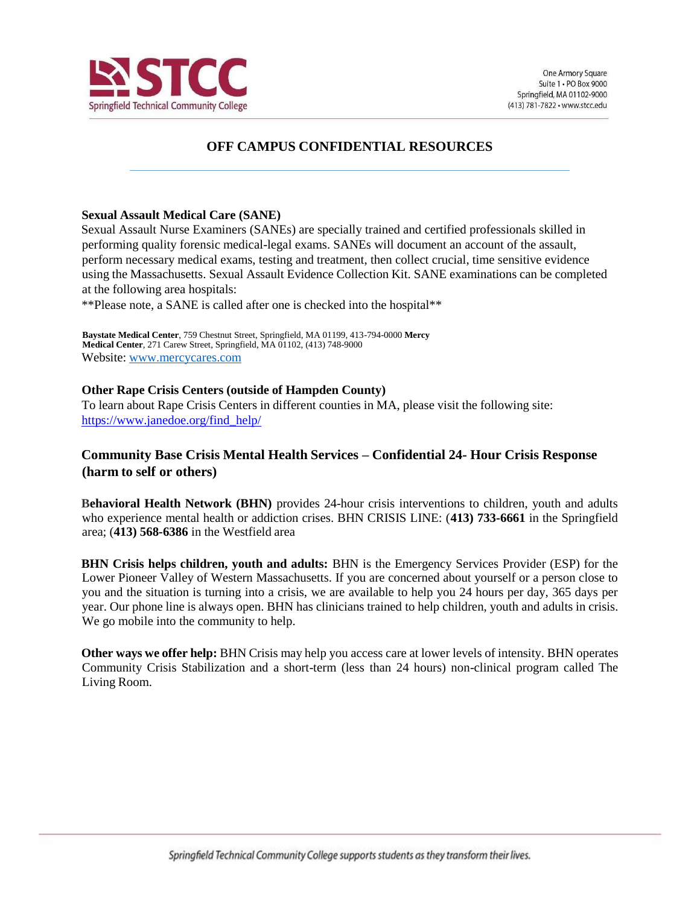# OFF CAMPUS CONFIDENTIAL RESOURCES

**Sexual Assault Medical Care (SANE)**

Sexual Assault Nurse Examiners (SANEs) are specially trained and certified professionals skilled in performing quality forensic medical-legal exams. SANEs will document an account of the assault, perform necessary medical exams, testing and treatment, then collect crucial, time sensitive evidence using the Massachusetts. Sexual Assault Evidence Collection Kit. SANE examinations can be completed at the following area hospitals:

**Please note, a SANE is called after one is checked into the hospital**

**Baystate Medical Center**, 759 Chestnut Street, Springfield, MA 01199, 413-794-0000 **Mercy Medical Center**, 271 Carew Street, Springfield, MA 01102, (413) 748-9000
Website: www.mercycares.com

**Other Rape Crisis Centers (outside of Hampden County)**

To learn about Rape Crisis Centers in different counties in MA, please visit the following site: https://www.janedoe.org/find_help/

## Community Base Crisis Mental Health Services – Confidential 24- Hour Crisis Response (harm to self or others)

**Behavioral Health Network (BHN)** provides 24-hour crisis interventions to children, youth and adults who experience mental health or addiction crises. BHN CRISIS LINE: (**413) 733-6661** in the Springfield area; (**413) 568-6386** in the Westfield area

**BHN Crisis helps children, youth and adults:** BHN is the Emergency Services Provider (ESP) for the Lower Pioneer Valley of Western Massachusetts. If you are concerned about yourself or a person close to you and the situation is turning into a crisis, we are available to help you 24 hours per day, 365 days per year. Our phone line is always open. BHN has clinicians trained to help children, youth and adults in crisis. We go mobile into the community to help.

**Other ways we offer help:** BHN Crisis may help you access care at lower levels of intensity. BHN operates Community Crisis Stabilization and a short-term (less than 24 hours) non-clinical program called The Living Room.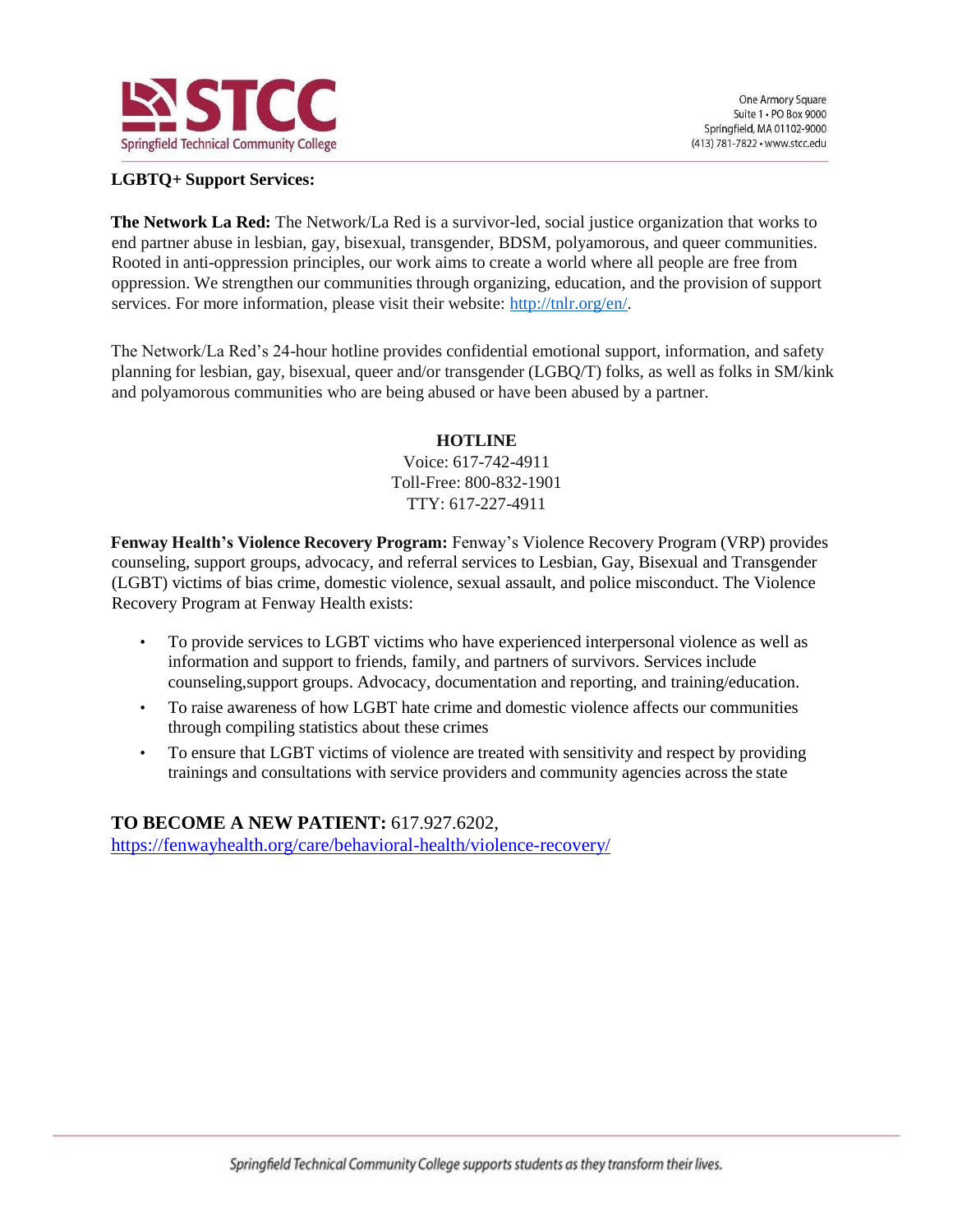**LGBTQ+ Support Services:**

**The Network La Red:** The Network/La Red is a survivor-led, social justice organization that works to end partner abuse in lesbian, gay, bisexual, transgender, BDSM, polyamorous, and queer communities. Rooted in anti-oppression principles, our work aims to create a world where all people are free from oppression. We strengthen our communities through organizing, education, and the provision of support services. For more information, please visit their website: http://tnlr.org/en/.

The Network/La Red's 24-hour hotline provides confidential emotional support, information, and safety planning for lesbian, gay, bisexual, queer and/or transgender (LGBQ/T) folks, as well as folks in SM/kink and polyamorous communities who are being abused or have been abused by a partner.

**HOTLINE**

Voice: 617-742-4911
Toll-Free: 800-832-1901
TTY: 617-227-4911

**Fenway Health's Violence Recovery Program:** Fenway's Violence Recovery Program (VRP) provides counseling, support groups, advocacy, and referral services to Lesbian, Gay, Bisexual and Transgender (LGBT) victims of bias crime, domestic violence, sexual assault, and police misconduct. The Violence Recovery Program at Fenway Health exists:

- To provide services to LGBT victims who have experienced interpersonal violence as well as information and support to friends, family, and partners of survivors. Services include counseling,support groups. Advocacy, documentation and reporting, and training/education.
- To raise awareness of how LGBT hate crime and domestic violence affects our communities through compiling statistics about these crimes
- To ensure that LGBT victims of violence are treated with sensitivity and respect by providing trainings and consultations with service providers and community agencies across the state

**TO BECOME A NEW PATIENT:** 617.927.6202,
https://fenwayhealth.org/care/behavioral-health/violence-recovery/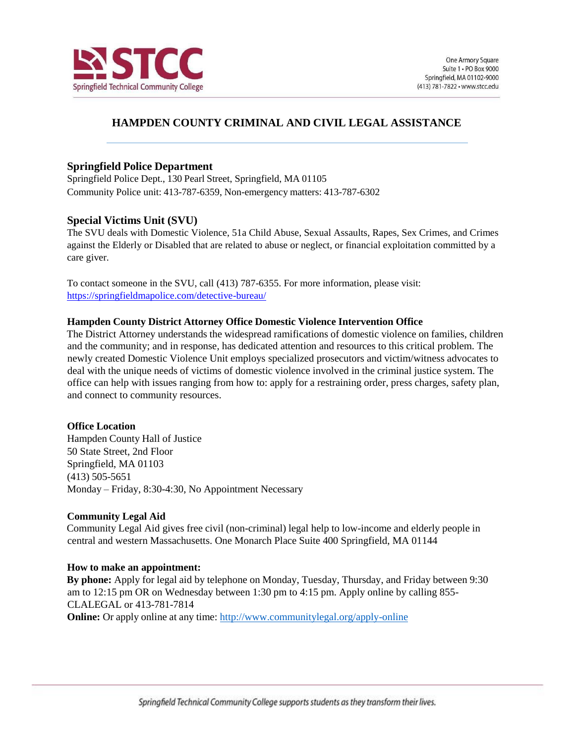# HAMPDEN COUNTY CRIMINAL AND CIVIL LEGAL ASSISTANCE

## Springfield Police Department

Springfield Police Dept., 130 Pearl Street, Springfield, MA 01105
Community Police unit: 413-787-6359, Non-emergency matters: 413-787-6302

## Special Victims Unit (SVU)

The SVU deals with Domestic Violence, 51a Child Abuse, Sexual Assaults, Rapes, Sex Crimes, and Crimes against the Elderly or Disabled that are related to abuse or neglect, or financial exploitation committed by a care giver.

To contact someone in the SVU, call (413) 787-6355. For more information, please visit: https://springfieldmapolice.com/detective-bureau/

### Hampden County District Attorney Office Domestic Violence Intervention Office

The District Attorney understands the widespread ramifications of domestic violence on families, children and the community; and in response, has dedicated attention and resources to this critical problem. The newly created Domestic Violence Unit employs specialized prosecutors and victim/witness advocates to deal with the unique needs of victims of domestic violence involved in the criminal justice system. The office can help with issues ranging from how to: apply for a restraining order, press charges, safety plan, and connect to community resources.

**Office Location**
Hampden County Hall of Justice
50 State Street, 2nd Floor
Springfield, MA 01103
(413) 505-5651
Monday – Friday, 8:30-4:30, No Appointment Necessary

### Community Legal Aid

Community Legal Aid gives free civil (non-criminal) legal help to low-income and elderly people in central and western Massachusetts. One Monarch Place Suite 400 Springfield, MA 01144

**How to make an appointment:**

**By phone:** Apply for legal aid by telephone on Monday, Tuesday, Thursday, and Friday between 9:30 am to 12:15 pm OR on Wednesday between 1:30 pm to 4:15 pm. Apply online by calling 855-CLALEGAL or 413-781-7814

**Online:** Or apply online at any time: http://www.communitylegal.org/apply-online